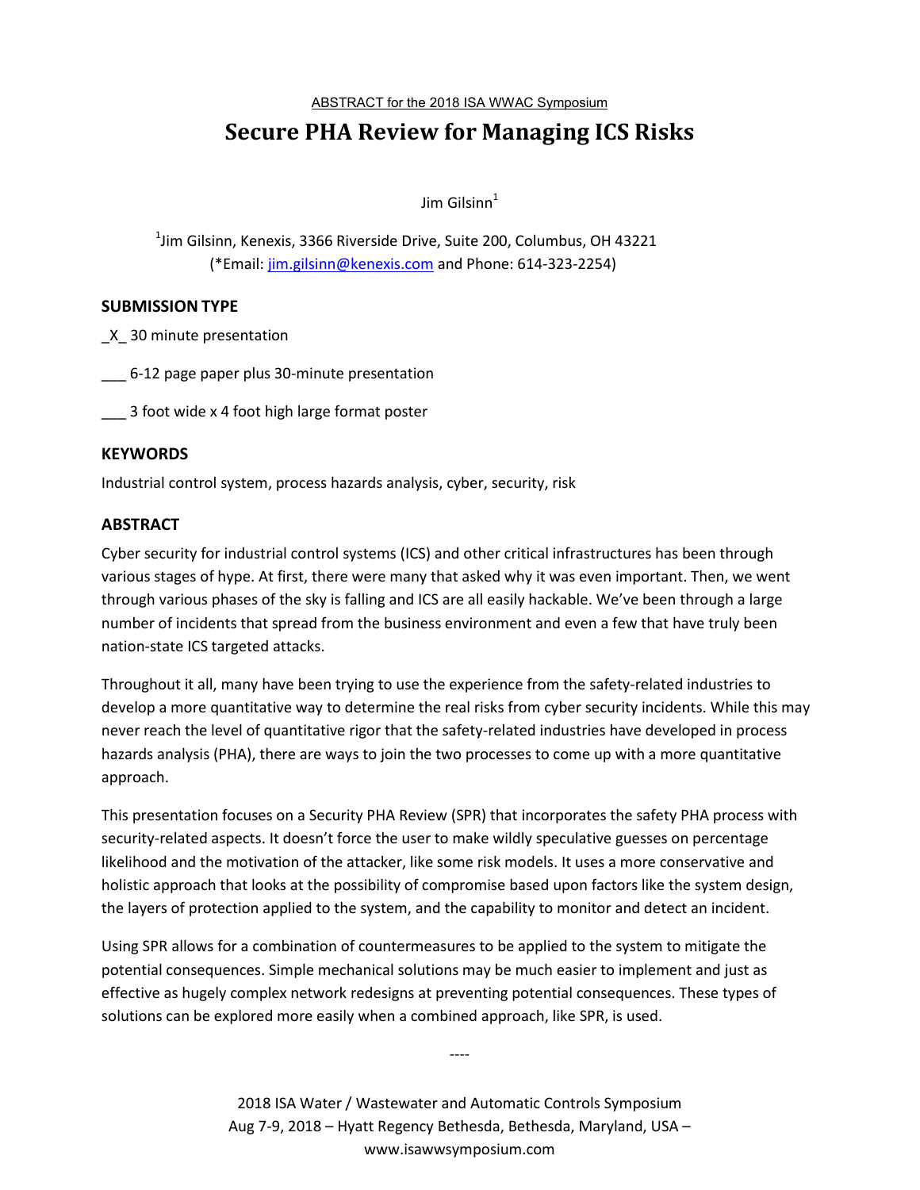ABSTRACT for the 2018 ISA WWAC Symposium

# Secure PHA Review for Managing ICS Risks

Jim Gilsinn[1]

[1]Jim Gilsinn, Kenexis, 3366 Riverside Drive, Suite 200, Columbus, OH 43221
(*Email: jim.gilsinn@kenexis.com and Phone: 614-323-2254)

## SUBMISSION TYPE

_X_ 30 minute presentation

___ 6-12 page paper plus 30-minute presentation

___ 3 foot wide x 4 foot high large format poster

## KEYWORDS

Industrial control system, process hazards analysis, cyber, security, risk

## ABSTRACT

Cyber security for industrial control systems (ICS) and other critical infrastructures has been through various stages of hype. At first, there were many that asked why it was even important. Then, we went through various phases of the sky is falling and ICS are all easily hackable. We've been through a large number of incidents that spread from the business environment and even a few that have truly been nation-state ICS targeted attacks.

Throughout it all, many have been trying to use the experience from the safety-related industries to develop a more quantitative way to determine the real risks from cyber security incidents. While this may never reach the level of quantitative rigor that the safety-related industries have developed in process hazards analysis (PHA), there are ways to join the two processes to come up with a more quantitative approach.

This presentation focuses on a Security PHA Review (SPR) that incorporates the safety PHA process with security-related aspects. It doesn't force the user to make wildly speculative guesses on percentage likelihood and the motivation of the attacker, like some risk models. It uses a more conservative and holistic approach that looks at the possibility of compromise based upon factors like the system design, the layers of protection applied to the system, and the capability to monitor and detect an incident.

Using SPR allows for a combination of countermeasures to be applied to the system to mitigate the potential consequences. Simple mechanical solutions may be much easier to implement and just as effective as hugely complex network redesigns at preventing potential consequences. These types of solutions can be explored more easily when a combined approach, like SPR, is used.

----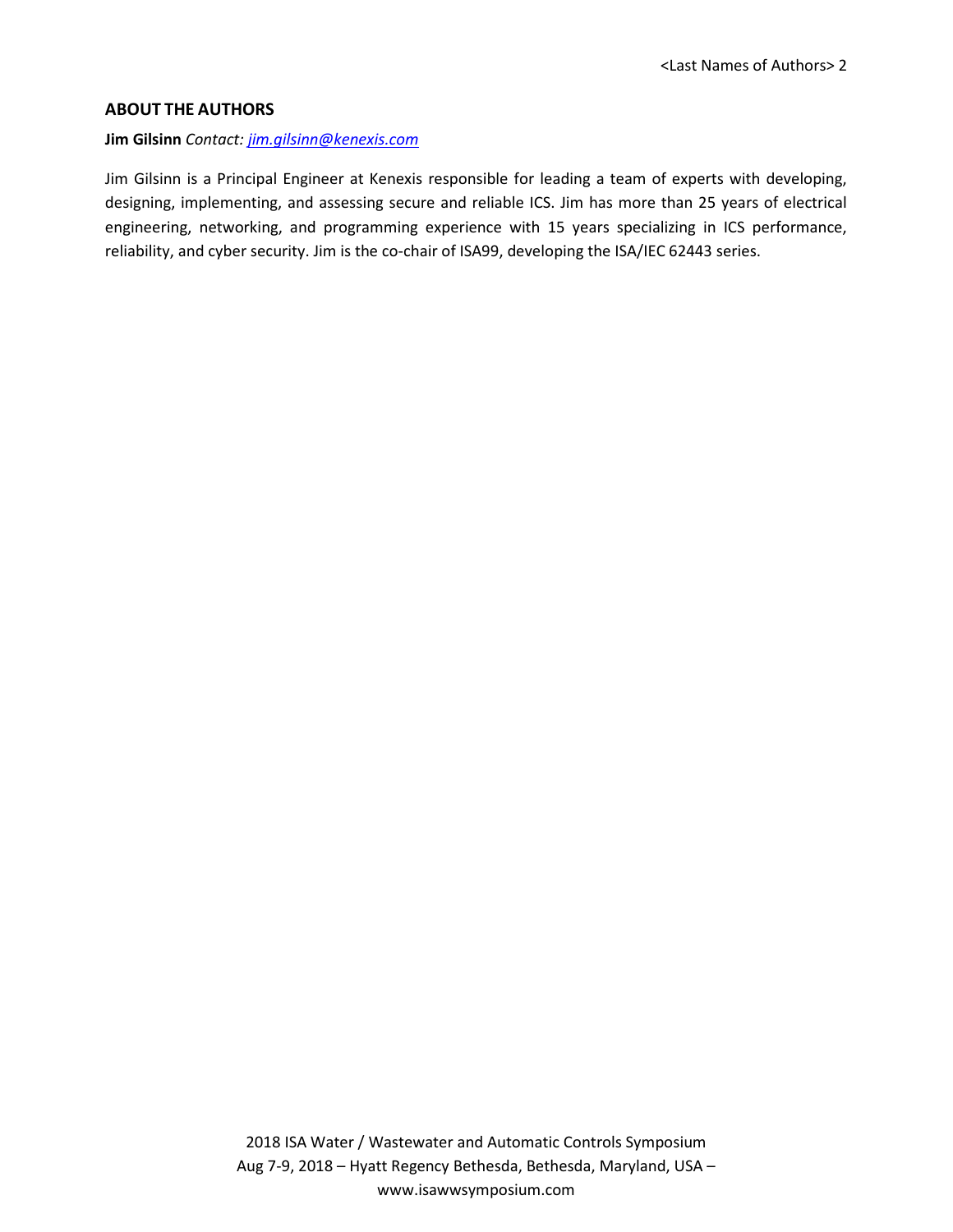## ABOUT THE AUTHORS

**Jim Gilsinn** *Contact: jim.gilsinn@kenexis.com*

Jim Gilsinn is a Principal Engineer at Kenexis responsible for leading a team of experts with developing, designing, implementing, and assessing secure and reliable ICS. Jim has more than 25 years of electrical engineering, networking, and programming experience with 15 years specializing in ICS performance, reliability, and cyber security. Jim is the co-chair of ISA99, developing the ISA/IEC 62443 series.